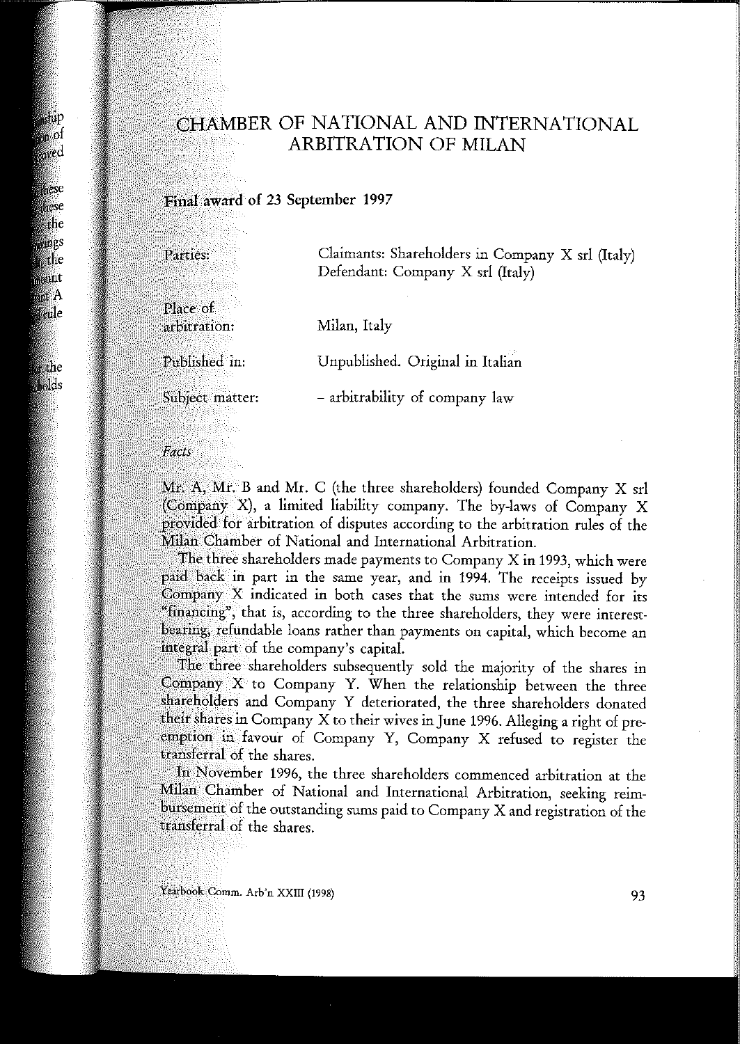# CHAMBER OF NATIONAL AND INTERNATIONAL ARBITRATION OF MILAN

## Final award of 23 September 1997

| | |
|---|---|
| Parties: | Claimants: Shareholders in Company X srl (Italy) Defendant: Company X srl (Italy) |
| Place of arbitration: | Milan, Italy |
| Published in: | Unpublished. Original in Italian |
| Subject matter: | – arbitrability of company law |

*Facts*

Mr. A, Mr. B and Mr. C (the three shareholders) founded Company X srl (Company X), a limited liability company. The by-laws of Company X provided for arbitration of disputes according to the arbitration rules of the Milan Chamber of National and International Arbitration.

The three shareholders made payments to Company X in 1993, which were paid back in part in the same year, and in 1994. The receipts issued by Company X indicated in both cases that the sums were intended for its "financing", that is, according to the three shareholders, they were interest-bearing, refundable loans rather than payments on capital, which become an integral part of the company's capital.

The three shareholders subsequently sold the majority of the shares in Company X to Company Y. When the relationship between the three shareholders and Company Y deteriorated, the three shareholders donated their shares in Company X to their wives in June 1996. Alleging a right of pre-emption in favour of Company Y, Company X refused to register the transferral of the shares.

In November 1996, the three shareholders commenced arbitration at the Milan Chamber of National and International Arbitration, seeking reimbursement of the outstanding sums paid to Company X and registration of the transferral of the shares.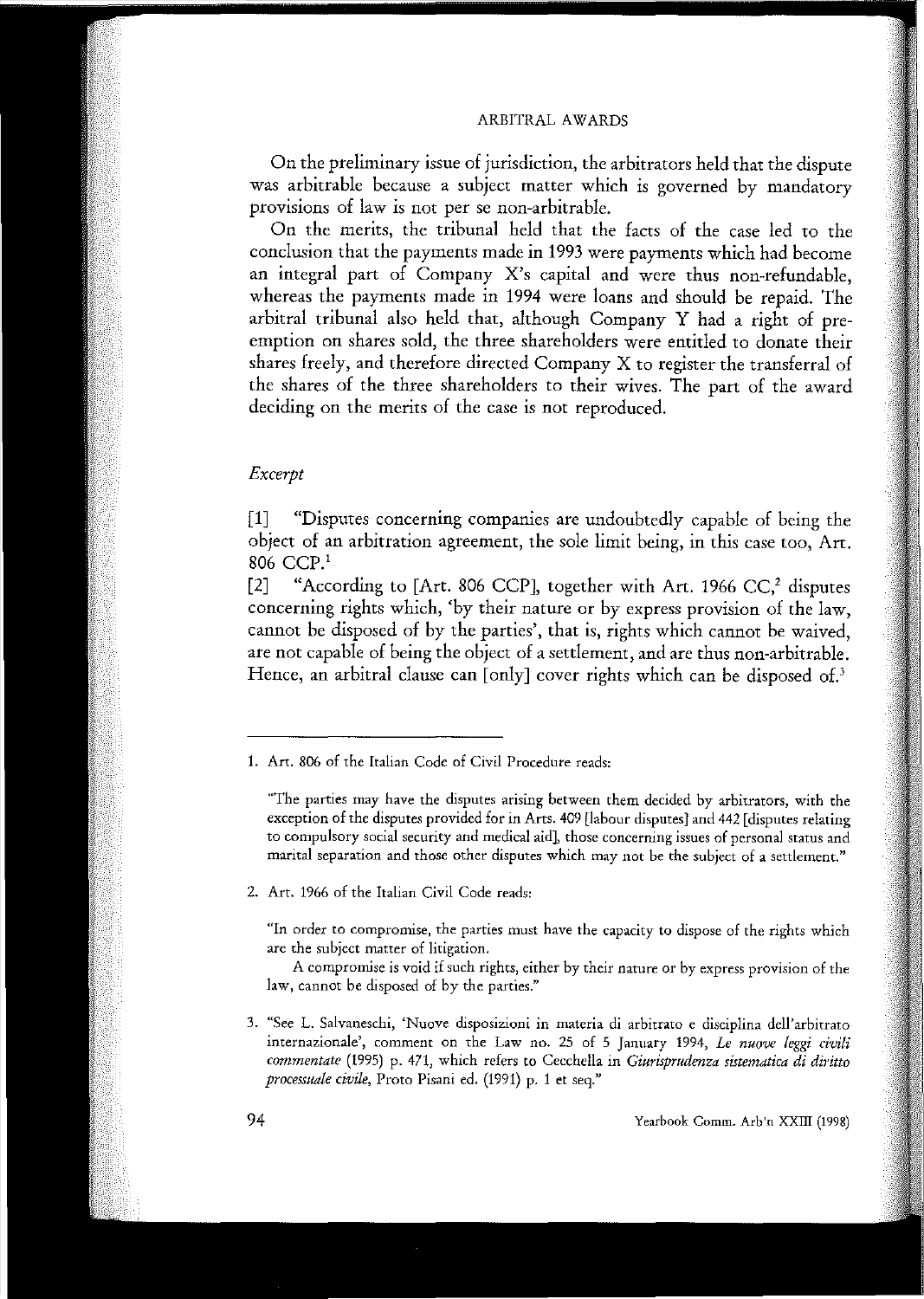On the preliminary issue of jurisdiction, the arbitrators held that the dispute was arbitrable because a subject matter which is governed by mandatory provisions of law is not per se non-arbitrable.

On the merits, the tribunal held that the facts of the case led to the conclusion that the payments made in 1993 were payments which had become an integral part of Company X's capital and were thus non-refundable, whereas the payments made in 1994 were loans and should be repaid. The arbitral tribunal also held that, although Company Y had a right of pre-emption on shares sold, the three shareholders were entitled to donate their shares freely, and therefore directed Company X to register the transferral of the shares of the three shareholders to their wives. The part of the award deciding on the merits of the case is not reproduced.

*Excerpt*

[1] "Disputes concerning companies are undoubtedly capable of being the object of an arbitration agreement, the sole limit being, in this case too, Art. 806 CCP.[1]

[2] "According to [Art. 806 CCP], together with Art. 1966 CC,[2] disputes concerning rights which, 'by their nature or by express provision of the law, cannot be disposed of by the parties', that is, rights which cannot be waived, are not capable of being the object of a settlement, and are thus non-arbitrable. Hence, an arbitral clause can [only] cover rights which can be disposed of.[3]

---

1. Art. 806 of the Italian Code of Civil Procedure reads:

   "The parties may have the disputes arising between them decided by arbitrators, with the exception of the disputes provided for in Arts. 409 [labour disputes] and 442 [disputes relating to compulsory social security and medical aid], those concerning issues of personal status and marital separation and those other disputes which may not be the subject of a settlement."

2. Art. 1966 of the Italian Civil Code reads:

   "In order to compromise, the parties must have the capacity to dispose of the rights which are the subject matter of litigation.

   A compromise is void if such rights, either by their nature or by express provision of the law, cannot be disposed of by the parties."

3. "See L. Salvaneschi, 'Nuove disposizioni in materia di arbitrato e disciplina dell'arbitrato internazionale', comment on the Law no. 25 of 5 January 1994, *Le nuove leggi civili commentate* (1995) p. 471, which refers to Cecchella in *Giurisprudenza sistematica di diritto processuale civile*, Proto Pisani ed. (1991) p. 1 et seq."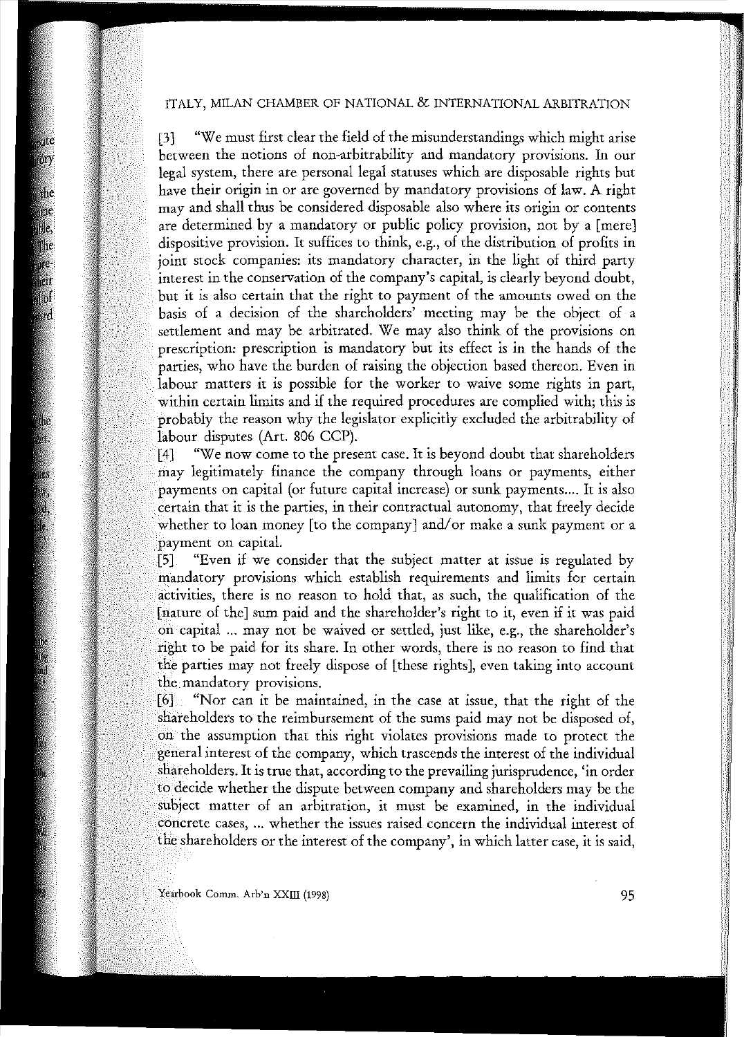[3] "We must first clear the field of the misunderstandings which might arise between the notions of non-arbitrability and mandatory provisions. In our legal system, there are personal legal statuses which are disposable rights but have their origin in or are governed by mandatory provisions of law. A right may and shall thus be considered disposable also where its origin or contents are determined by a mandatory or public policy provision, not by a [mere] dispositive provision. It suffices to think, e.g., of the distribution of profits in joint stock companies: its mandatory character, in the light of third party interest in the conservation of the company's capital, is clearly beyond doubt, but it is also certain that the right to payment of the amounts owed on the basis of a decision of the shareholders' meeting may be the object of a settlement and may be arbitrated. We may also think of the provisions on prescription: prescription is mandatory but its effect is in the hands of the parties, who have the burden of raising the objection based thereon. Even in labour matters it is possible for the worker to waive some rights in part, within certain limits and if the required procedures are complied with; this is probably the reason why the legislator explicitly excluded the arbitrability of labour disputes (Art. 806 CCP).

[4] "We now come to the present case. It is beyond doubt that shareholders may legitimately finance the company through loans or payments, either payments on capital (or future capital increase) or sunk payments.... It is also certain that it is the parties, in their contractual autonomy, that freely decide whether to loan money [to the company] and/or make a sunk payment or a payment on capital.

[5] "Even if we consider that the subject matter at issue is regulated by mandatory provisions which establish requirements and limits for certain activities, there is no reason to hold that, as such, the qualification of the [nature of the] sum paid and the shareholder's right to it, even if it was paid on capital ... may not be waived or settled, just like, e.g., the shareholder's right to be paid for its share. In other words, there is no reason to find that the parties may not freely dispose of [these rights], even taking into account the mandatory provisions.

[6] "Nor can it be maintained, in the case at issue, that the right of the shareholders to the reimbursement of the sums paid may not be disposed of, on the assumption that this right violates provisions made to protect the general interest of the company, which trascends the interest of the individual shareholders. It is true that, according to the prevailing jurisprudence, 'in order to decide whether the dispute between company and shareholders may be the subject matter of an arbitration, it must be examined, in the individual concrete cases, ... whether the issues raised concern the individual interest of the shareholders or the interest of the company', in which latter case, it is said,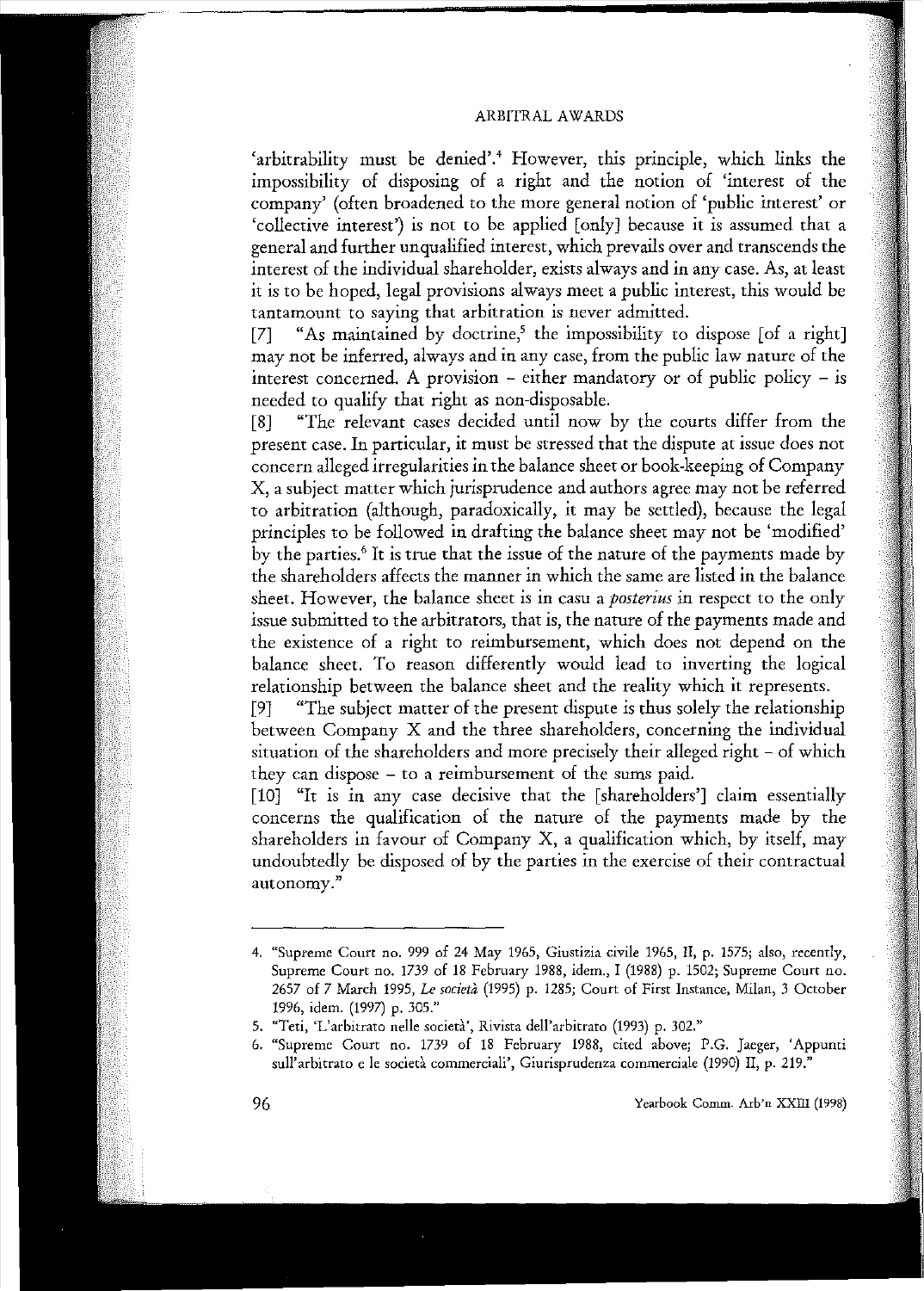'arbitrability must be denied'.[4] However, this principle, which links the impossibility of disposing of a right and the notion of 'interest of the company' (often broadened to the more general notion of 'public interest' or 'collective interest') is not to be applied [only] because it is assumed that a general and further unqualified interest, which prevails over and transcends the interest of the individual shareholder, exists always and in any case. As, at least it is to be hoped, legal provisions always meet a public interest, this would be tantamount to saying that arbitration is never admitted.

[7] "As maintained by doctrine,[5] the impossibility to dispose [of a right] may not be inferred, always and in any case, from the public law nature of the interest concerned. A provision – either mandatory or of public policy – is needed to qualify that right as non-disposable.

[8] "The relevant cases decided until now by the courts differ from the present case. In particular, it must be stressed that the dispute at issue does not concern alleged irregularities in the balance sheet or book-keeping of Company X, a subject matter which jurisprudence and authors agree may not be referred to arbitration (although, paradoxically, it may be settled), because the legal principles to be followed in drafting the balance sheet may not be 'modified' by the parties.[6] It is true that the issue of the nature of the payments made by the shareholders affects the manner in which the same are listed in the balance sheet. However, the balance sheet is *in casu* a *posterius* in respect to the only issue submitted to the arbitrators, that is, the nature of the payments made and the existence of a right to reimbursement, which does not depend on the balance sheet. To reason differently would lead to inverting the logical relationship between the balance sheet and the reality which it represents.

[9] "The subject matter of the present dispute is thus solely the relationship between Company X and the three shareholders, concerning the individual situation of the shareholders and more precisely their alleged right – of which they can dispose – to a reimbursement of the sums paid.

[10] "It is in any case decisive that the [shareholders'] claim essentially concerns the qualification of the nature of the payments made by the shareholders in favour of Company X, a qualification which, by itself, may undoubtedly be disposed of by the parties in the exercise of their contractual autonomy."

---

4. "Supreme Court no. 999 of 24 May 1965, Giustizia civile 1965, II, p. 1575; also, recently, Supreme Court no. 1739 of 18 February 1988, idem., I (1988) p. 1502; Supreme Court no. 2657 of 7 March 1995, *Le società* (1995) p. 1285; Court of First Instance, Milan, 3 October 1996, idem. (1997) p. 305."

5. "Teti, 'L'arbitrato nelle società', Rivista dell'arbitrato (1993) p. 302."

6. "Supreme Court no. 1739 of 18 February 1988, cited above; P.G. Jaeger, 'Appunti sull'arbitrato e le società commerciali', Giurisprudenza commerciale (1990) II, p. 219."